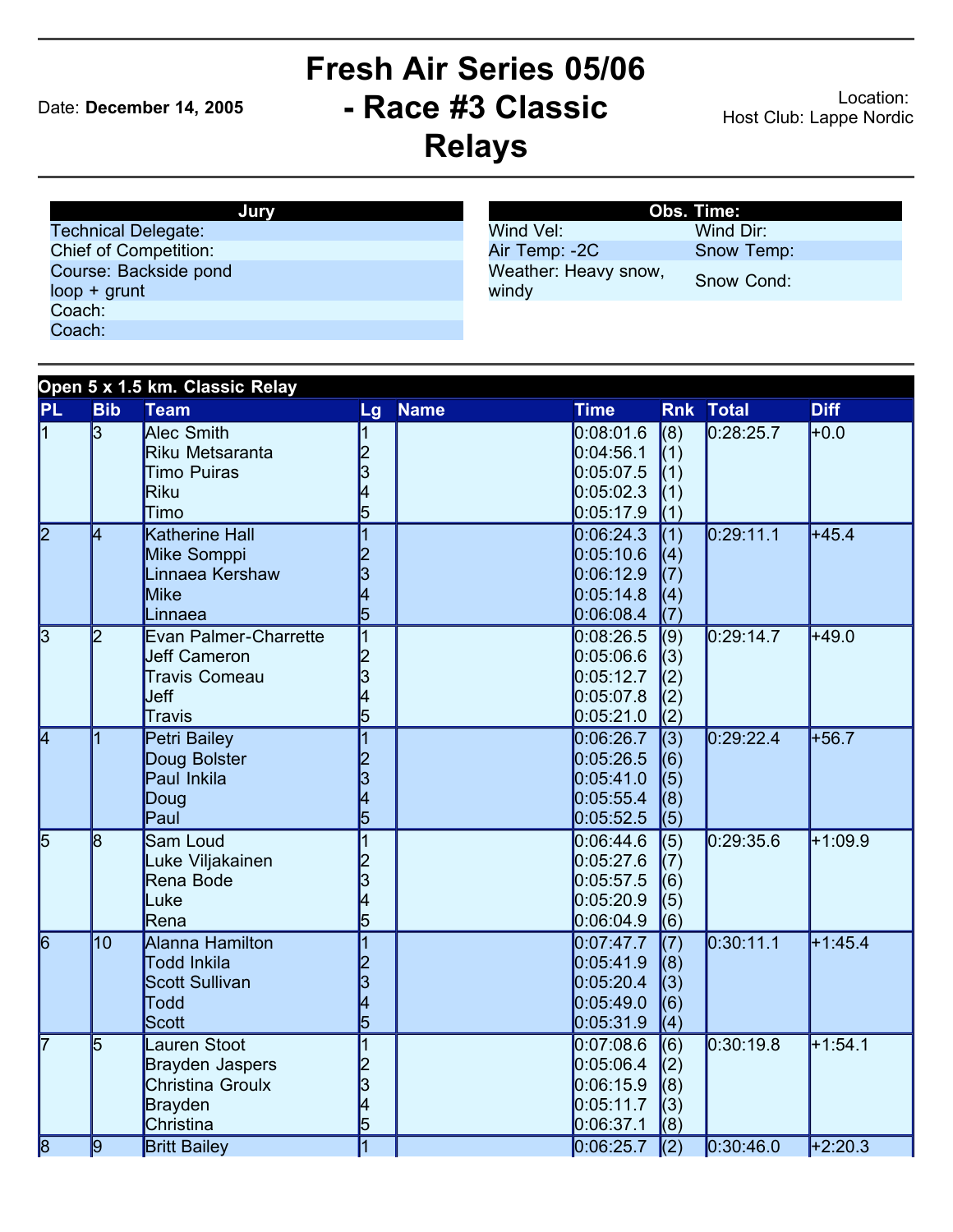# Fresh Air Series 05/06 - Race #3 Classic Relays

Date: **December 14, 2005**

Location:
Host Club: Lappe Nordic

| Jury |
| --- |
| Technical Delegate: |
| Chief of Competition: |
| Course: Backside pond loop + grunt |
| Coach: |
| Coach: |

| Obs. Time: | |
| --- | --- |
| Wind Vel: | Wind Dir: |
| Air Temp: -2C | Snow Temp: |
| Weather: Heavy snow, windy | Snow Cond: |

**Open 5 x 1.5 km. Classic Relay**

| PL | Bib | Team | Lg | Name | Time | Rnk | Total | Diff |
| --- | --- | --- | --- | --- | --- | --- | --- | --- |
| 1 | 3 | Alec Smith | 1 | | 0:08:01.6 | (8) | 0:28:25.7 | +0.0 |
| | | Riku Metsaranta | 2 | | 0:04:56.1 | (1) | | |
| | | Timo Puiras | 3 | | 0:05:07.5 | (1) | | |
| | | Riku | 4 | | 0:05:02.3 | (1) | | |
| | | Timo | 5 | | 0:05:17.9 | (1) | | |
| 2 | 4 | Katherine Hall | 1 | | 0:06:24.3 | (1) | 0:29:11.1 | +45.4 |
| | | Mike Somppi | 2 | | 0:05:10.6 | (4) | | |
| | | Linnaea Kershaw | 3 | | 0:06:12.9 | (7) | | |
| | | Mike | 4 | | 0:05:14.8 | (4) | | |
| | | Linnaea | 5 | | 0:06:08.4 | (7) | | |
| 3 | 2 | Evan Palmer-Charrette | 1 | | 0:08:26.5 | (9) | 0:29:14.7 | +49.0 |
| | | Jeff Cameron | 2 | | 0:05:06.6 | (3) | | |
| | | Travis Comeau | 3 | | 0:05:12.7 | (2) | | |
| | | Jeff | 4 | | 0:05:07.8 | (2) | | |
| | | Travis | 5 | | 0:05:21.0 | (2) | | |
| 4 | 1 | Petri Bailey | 1 | | 0:06:26.7 | (3) | 0:29:22.4 | +56.7 |
| | | Doug Bolster | 2 | | 0:05:26.5 | (6) | | |
| | | Paul Inkila | 3 | | 0:05:41.0 | (5) | | |
| | | Doug | 4 | | 0:05:55.4 | (8) | | |
| | | Paul | 5 | | 0:05:52.5 | (5) | | |
| 5 | 8 | Sam Loud | 1 | | 0:06:44.6 | (5) | 0:29:35.6 | +1:09.9 |
| | | Luke Viljakainen | 2 | | 0:05:27.6 | (7) | | |
| | | Rena Bode | 3 | | 0:05:57.5 | (6) | | |
| | | Luke | 4 | | 0:05:20.9 | (5) | | |
| | | Rena | 5 | | 0:06:04.9 | (6) | | |
| 6 | 10 | Alanna Hamilton | 1 | | 0:07:47.7 | (7) | 0:30:11.1 | +1:45.4 |
| | | Todd Inkila | 2 | | 0:05:41.9 | (8) | | |
| | | Scott Sullivan | 3 | | 0:05:20.4 | (3) | | |
| | | Todd | 4 | | 0:05:49.0 | (6) | | |
| | | Scott | 5 | | 0:05:31.9 | (4) | | |
| 7 | 5 | Lauren Stoot | 1 | | 0:07:08.6 | (6) | 0:30:19.8 | +1:54.1 |
| | | Brayden Jaspers | 2 | | 0:05:06.4 | (2) | | |
| | | Christina Groulx | 3 | | 0:06:15.9 | (8) | | |
| | | Brayden | 4 | | 0:05:11.7 | (3) | | |
| | | Christina | 5 | | 0:06:37.1 | (8) | | |
| 8 | 9 | Britt Bailey | 1 | | 0:06:25.7 | (2) | 0:30:46.0 | +2:20.3 |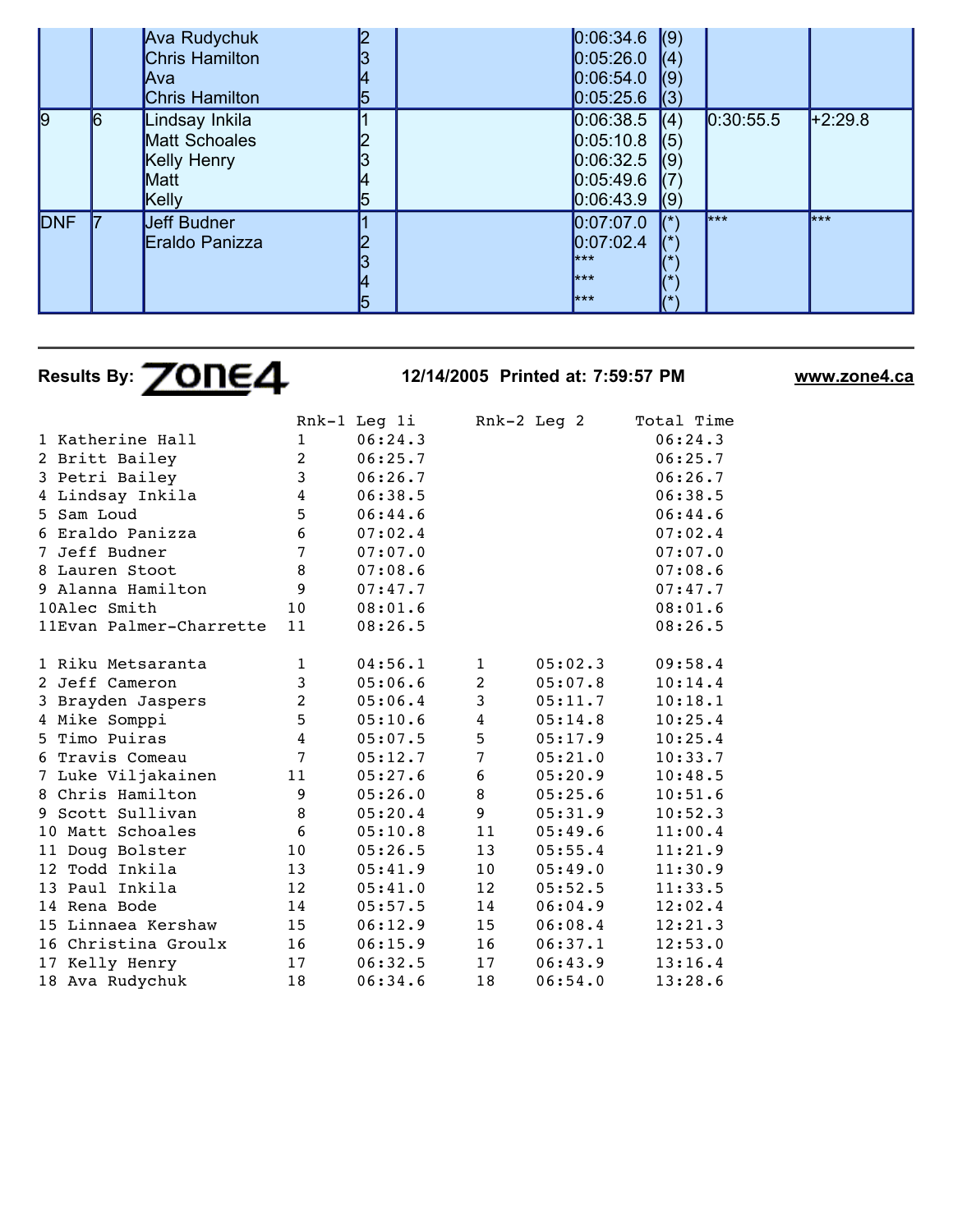| | | | | | | | | |
|---|---|---|---|---|---|---|---|---|
| | | Ava Rudychuk<br>Chris Hamilton<br>Ava<br>Chris Hamilton | 2<br>3<br>4<br>5 | | 0:06:34.6<br>0:05:26.0<br>0:06:54.0<br>0:05:25.6 | (9)<br>(4)<br>(9)<br>(3) | | |
| 9 | 6 | Lindsay Inkila<br>Matt Schoales<br>Kelly Henry<br>Matt<br>Kelly | 1<br>2<br>3<br>4<br>5 | | 0:06:38.5<br>0:05:10.8<br>0:06:32.5<br>0:05:49.6<br>0:06:43.9 | (4)<br>(5)<br>(9)<br>(7)<br>(9) | 0:30:55.5 | +2:29.8 |
| DNF | 7 | Jeff Budner<br>Eraldo Panizza | 1<br>2<br>3<br>4<br>5 | | 0:07:07.0<br>0:07:02.4<br>***<br>***<br>*** | (*)<br>(*)<br>(*)<br>(*)<br>(*) | *** | *** |

**Results By: ZONE4** 12/14/2005 Printed at: 7:59:57 PM www.zone4.ca

| | Rnk-1 | Leg 1i | Rnk-2 | Leg 2 | Total Time |
|---|---|---|---|---|---|
| 1 Katherine Hall | 1 | 06:24.3 | | | 06:24.3 |
| 2 Britt Bailey | 2 | 06:25.7 | | | 06:25.7 |
| 3 Petri Bailey | 3 | 06:26.7 | | | 06:26.7 |
| 4 Lindsay Inkila | 4 | 06:38.5 | | | 06:38.5 |
| 5 Sam Loud | 5 | 06:44.6 | | | 06:44.6 |
| 6 Eraldo Panizza | 6 | 07:02.4 | | | 07:02.4 |
| 7 Jeff Budner | 7 | 07:07.0 | | | 07:07.0 |
| 8 Lauren Stoot | 8 | 07:08.6 | | | 07:08.6 |
| 9 Alanna Hamilton | 9 | 07:47.7 | | | 07:47.7 |
| 10Alec Smith | 10 | 08:01.6 | | | 08:01.6 |
| 11Evan Palmer-Charrette | 11 | 08:26.5 | | | 08:26.5 |
| | | | | | |
| 1 Riku Metsaranta | 1 | 04:56.1 | 1 | 05:02.3 | 09:58.4 |
| 2 Jeff Cameron | 3 | 05:06.6 | 2 | 05:07.8 | 10:14.4 |
| 3 Brayden Jaspers | 2 | 05:06.4 | 3 | 05:11.7 | 10:18.1 |
| 4 Mike Somppi | 5 | 05:10.6 | 4 | 05:14.8 | 10:25.4 |
| 5 Timo Puiras | 4 | 05:07.5 | 5 | 05:17.9 | 10:25.4 |
| 6 Travis Comeau | 7 | 05:12.7 | 7 | 05:21.0 | 10:33.7 |
| 7 Luke Viljakainen | 11 | 05:27.6 | 6 | 05:20.9 | 10:48.5 |
| 8 Chris Hamilton | 9 | 05:26.0 | 8 | 05:25.6 | 10:51.6 |
| 9 Scott Sullivan | 8 | 05:20.4 | 9 | 05:31.9 | 10:52.3 |
| 10 Matt Schoales | 6 | 05:10.8 | 11 | 05:49.6 | 11:00.4 |
| 11 Doug Bolster | 10 | 05:26.5 | 13 | 05:55.4 | 11:21.9 |
| 12 Todd Inkila | 13 | 05:41.9 | 10 | 05:49.0 | 11:30.9 |
| 13 Paul Inkila | 12 | 05:41.0 | 12 | 05:52.5 | 11:33.5 |
| 14 Rena Bode | 14 | 05:57.5 | 14 | 06:04.9 | 12:02.4 |
| 15 Linnaea Kershaw | 15 | 06:12.9 | 15 | 06:08.4 | 12:21.3 |
| 16 Christina Groulx | 16 | 06:15.9 | 16 | 06:37.1 | 12:53.0 |
| 17 Kelly Henry | 17 | 06:32.5 | 17 | 06:43.9 | 13:16.4 |
| 18 Ava Rudychuk | 18 | 06:34.6 | 18 | 06:54.0 | 13:28.6 |